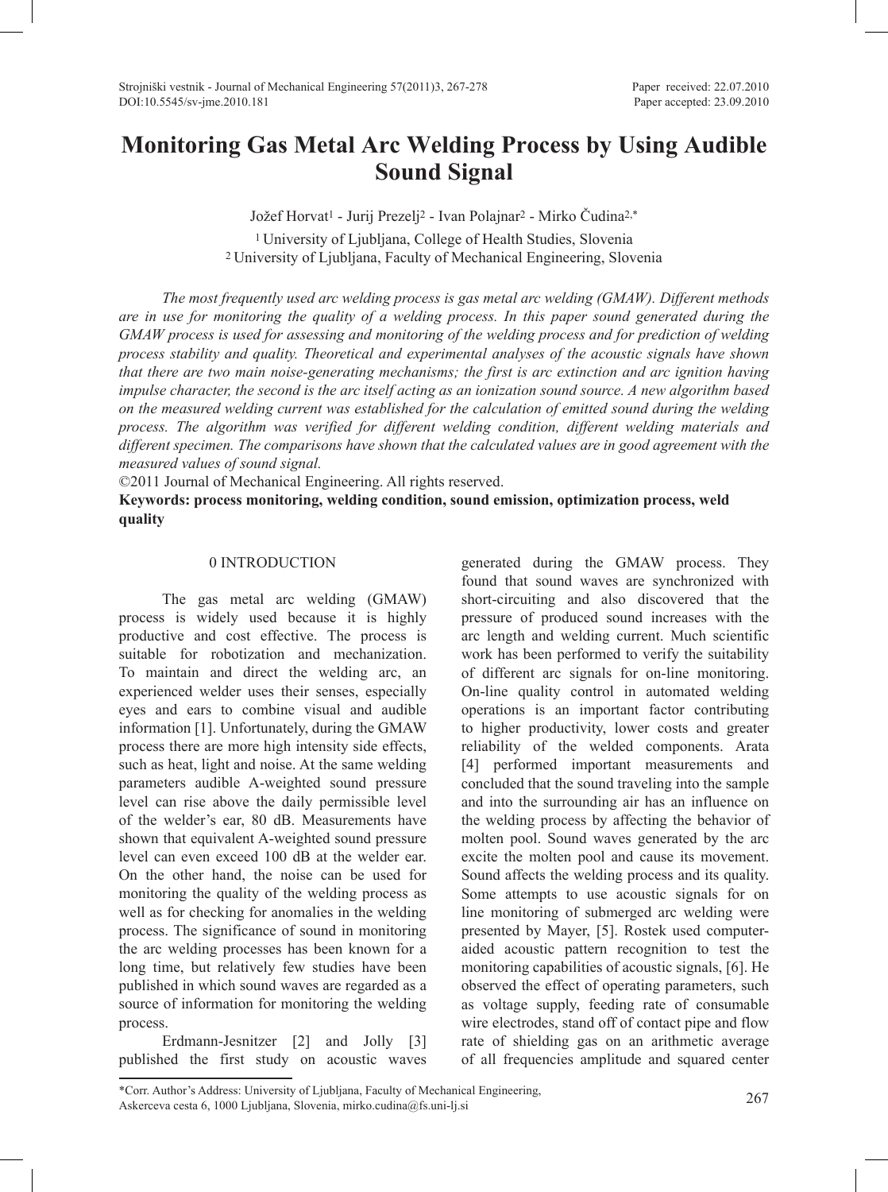# Monitoring Gas Metal Arc Welding Process by Using Audible Sound Signal

Jožef Horvat[1] - Jurij Prezelj[2] - Ivan Polajnar[2] - Mirko Čudina[2,*]

[1] University of Ljubljana, College of Health Studies, Slovenia
[2] University of Ljubljana, Faculty of Mechanical Engineering, Slovenia

*The most frequently used arc welding process is gas metal arc welding (GMAW). Different methods are in use for monitoring the quality of a welding process. In this paper sound generated during the GMAW process is used for assessing and monitoring of the welding process and for prediction of welding process stability and quality. Theoretical and experimental analyses of the acoustic signals have shown that there are two main noise-generating mechanisms; the first is arc extinction and arc ignition having impulse character, the second is the arc itself acting as an ionization sound source. A new algorithm based on the measured welding current was established for the calculation of emitted sound during the welding process. The algorithm was verified for different welding condition, different welding materials and different specimen. The comparisons have shown that the calculated values are in good agreement with the measured values of sound signal.*

©2011 Journal of Mechanical Engineering. All rights reserved.

**Keywords: process monitoring, welding condition, sound emission, optimization process, weld quality**

## 0 INTRODUCTION

The gas metal arc welding (GMAW) process is widely used because it is highly productive and cost effective. The process is suitable for robotization and mechanization. To maintain and direct the welding arc, an experienced welder uses their senses, especially eyes and ears to combine visual and audible information [1]. Unfortunately, during the GMAW process there are more high intensity side effects, such as heat, light and noise. At the same welding parameters audible A-weighted sound pressure level can rise above the daily permissible level of the welder's ear, 80 dB. Measurements have shown that equivalent A-weighted sound pressure level can even exceed 100 dB at the welder ear. On the other hand, the noise can be used for monitoring the quality of the welding process as well as for checking for anomalies in the welding process. The significance of sound in monitoring the arc welding processes has been known for a long time, but relatively few studies have been published in which sound waves are regarded as a source of information for monitoring the welding process.

Erdmann-Jesnitzer [2] and Jolly [3] published the first study on acoustic waves generated during the GMAW process. They found that sound waves are synchronized with short-circuiting and also discovered that the pressure of produced sound increases with the arc length and welding current. Much scientific work has been performed to verify the suitability of different arc signals for on-line monitoring. On-line quality control in automated welding operations is an important factor contributing to higher productivity, lower costs and greater reliability of the welded components. Arata [4] performed important measurements and concluded that the sound traveling into the sample and into the surrounding air has an influence on the welding process by affecting the behavior of molten pool. Sound waves generated by the arc excite the molten pool and cause its movement. Sound affects the welding process and its quality. Some attempts to use acoustic signals for on line monitoring of submerged arc welding were presented by Mayer, [5]. Rostek used computer-aided acoustic pattern recognition to test the monitoring capabilities of acoustic signals, [6]. He observed the effect of operating parameters, such as voltage supply, feeding rate of consumable wire electrodes, stand off of contact pipe and flow rate of shielding gas on an arithmetic average of all frequencies amplitude and squared center

*Corr. Author's Address: University of Ljubljana, Faculty of Mechanical Engineering, Askerceva cesta 6, 1000 Ljubljana, Slovenia, mirko.cudina@fs.uni-lj.si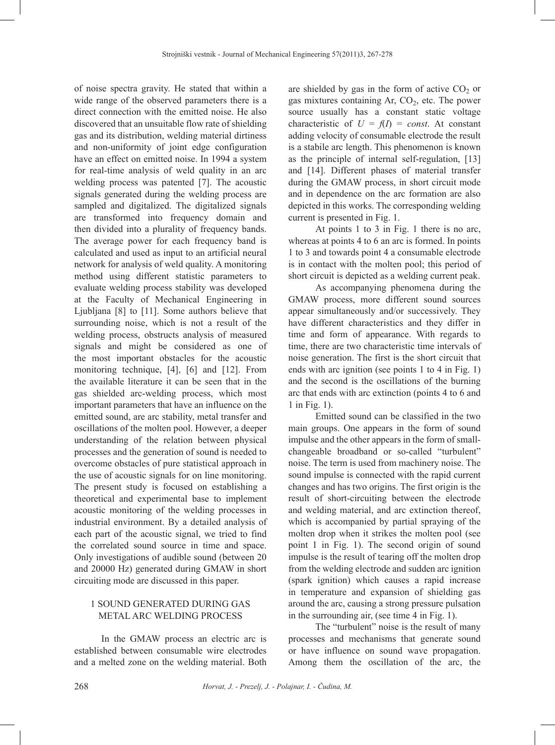of noise spectra gravity. He stated that within a wide range of the observed parameters there is a direct connection with the emitted noise. He also discovered that an unsuitable flow rate of shielding gas and its distribution, welding material dirtiness and non-uniformity of joint edge configuration have an effect on emitted noise. In 1994 a system for real-time analysis of weld quality in an arc welding process was patented [7]. The acoustic signals generated during the welding process are sampled and digitalized. The digitalized signals are transformed into frequency domain and then divided into a plurality of frequency bands. The average power for each frequency band is calculated and used as input to an artificial neural network for analysis of weld quality. A monitoring method using different statistic parameters to evaluate welding process stability was developed at the Faculty of Mechanical Engineering in Ljubljana [8] to [11]. Some authors believe that surrounding noise, which is not a result of the welding process, obstructs analysis of measured signals and might be considered as one of the most important obstacles for the acoustic monitoring technique, [4], [6] and [12]. From the available literature it can be seen that in the gas shielded arc-welding process, which most important parameters that have an influence on the emitted sound, are arc stability, metal transfer and oscillations of the molten pool. However, a deeper understanding of the relation between physical processes and the generation of sound is needed to overcome obstacles of pure statistical approach in the use of acoustic signals for on line monitoring. The present study is focused on establishing a theoretical and experimental base to implement acoustic monitoring of the welding processes in industrial environment. By a detailed analysis of each part of the acoustic signal, we tried to find the correlated sound source in time and space. Only investigations of audible sound (between 20 and 20000 Hz) generated during GMAW in short circuiting mode are discussed in this paper.

## 1 SOUND GENERATED DURING GAS METAL ARC WELDING PROCESS

In the GMAW process an electric arc is established between consumable wire electrodes and a melted zone on the welding material. Both are shielded by gas in the form of active $CO_2$ or gas mixtures containing Ar, $CO_2$, etc. The power source usually has a constant static voltage characteristic of $U = f(I) = const$. At constant adding velocity of consumable electrode the result is a stabile arc length. This phenomenon is known as the principle of internal self-regulation, [13] and [14]. Different phases of material transfer during the GMAW process, in short circuit mode and in dependence on the arc formation are also depicted in this works. The corresponding welding current is presented in Fig. 1.

At points 1 to 3 in Fig. 1 there is no arc, whereas at points 4 to 6 an arc is formed. In points 1 to 3 and towards point 4 a consumable electrode is in contact with the molten pool; this period of short circuit is depicted as a welding current peak.

As accompanying phenomena during the GMAW process, more different sound sources appear simultaneously and/or successively. They have different characteristics and they differ in time and form of appearance. With regards to time, there are two characteristic time intervals of noise generation. The first is the short circuit that ends with arc ignition (see points 1 to 4 in Fig. 1) and the second is the oscillations of the burning arc that ends with arc extinction (points 4 to 6 and 1 in Fig. 1).

Emitted sound can be classified in the two main groups. One appears in the form of sound impulse and the other appears in the form of small-changeable broadband or so-called "turbulent" noise. The term is used from machinery noise. The sound impulse is connected with the rapid current changes and has two origins. The first origin is the result of short-circuiting between the electrode and welding material, and arc extinction thereof, which is accompanied by partial spraying of the molten drop when it strikes the molten pool (see point 1 in Fig. 1). The second origin of sound impulse is the result of tearing off the molten drop from the welding electrode and sudden arc ignition (spark ignition) which causes a rapid increase in temperature and expansion of shielding gas around the arc, causing a strong pressure pulsation in the surrounding air, (see time 4 in Fig. 1).

The "turbulent" noise is the result of many processes and mechanisms that generate sound or have influence on sound wave propagation. Among them the oscillation of the arc, the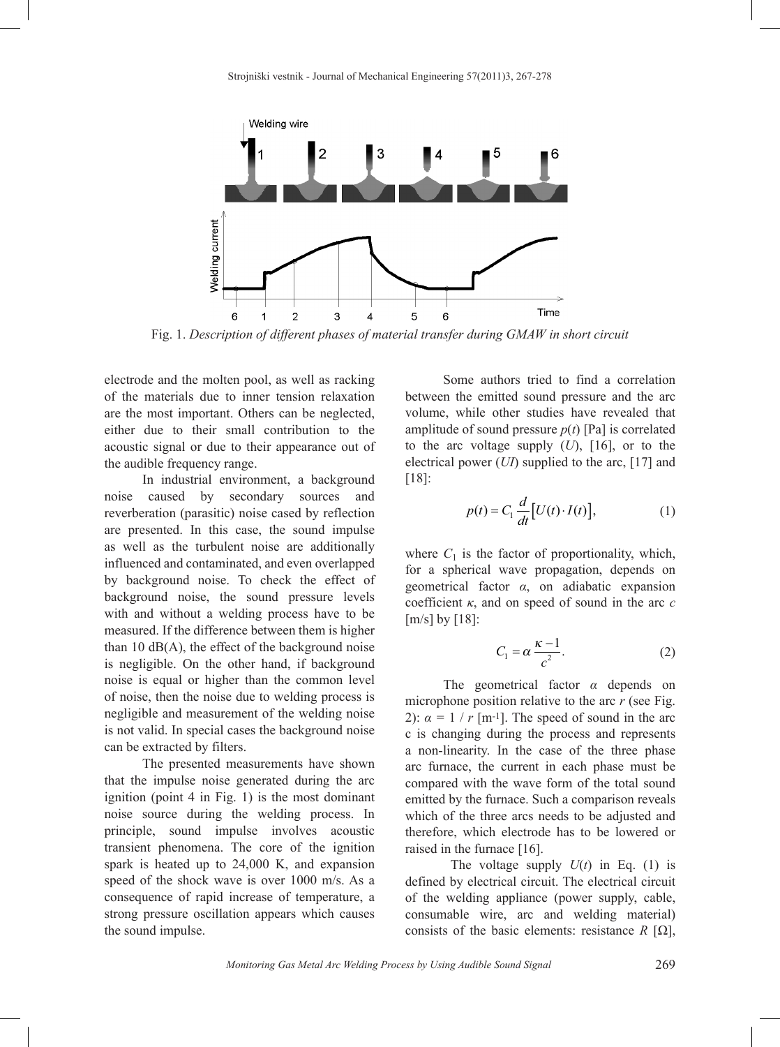Fig. 1. *Description of different phases of material transfer during GMAW in short circuit*

electrode and the molten pool, as well as racking of the materials due to inner tension relaxation are the most important. Others can be neglected, either due to their small contribution to the acoustic signal or due to their appearance out of the audible frequency range.

In industrial environment, a background noise caused by secondary sources and reverberation (parasitic) noise cased by reflection are presented. In this case, the sound impulse as well as the turbulent noise are additionally influenced and contaminated, and even overlapped by background noise. To check the effect of background noise, the sound pressure levels with and without a welding process have to be measured. If the difference between them is higher than 10 dB(A), the effect of the background noise is negligible. On the other hand, if background noise is equal or higher than the common level of noise, then the noise due to welding process is negligible and measurement of the welding noise is not valid. In special cases the background noise can be extracted by filters.

The presented measurements have shown that the impulse noise generated during the arc ignition (point 4 in Fig. 1) is the most dominant noise source during the welding process. In principle, sound impulse involves acoustic transient phenomena. The core of the ignition spark is heated up to 24,000 K, and expansion speed of the shock wave is over 1000 m/s. As a consequence of rapid increase of temperature, a strong pressure oscillation appears which causes the sound impulse.

Some authors tried to find a correlation between the emitted sound pressure and the arc volume, while other studies have revealed that amplitude of sound pressure $p(t)$ [Pa] is correlated to the arc voltage supply ($U$), [16], or to the electrical power ($UI$) supplied to the arc, [17] and [18]:

$$p(t) = C_1 \frac{d}{dt}\left[U(t) \cdot I(t)\right], \tag{1}$$

where $C_1$ is the factor of proportionality, which, for a spherical wave propagation, depends on geometrical factor $\alpha$, on adiabatic expansion coefficient $\kappa$, and on speed of sound in the arc $c$ [m/s] by [18]:

$$C_1 = \alpha \frac{\kappa - 1}{c^2}. \tag{2}$$

The geometrical factor $\alpha$ depends on microphone position relative to the arc $r$ (see Fig. 2): $\alpha = 1 / r$ [m$^{-1}$]. The speed of sound in the arc c is changing during the process and represents a non-linearity. In the case of the three phase arc furnace, the current in each phase must be compared with the wave form of the total sound emitted by the furnace. Such a comparison reveals which of the three arcs needs to be adjusted and therefore, which electrode has to be lowered or raised in the furnace [16].

The voltage supply $U(t)$ in Eq. (1) is defined by electrical circuit. The electrical circuit of the welding appliance (power supply, cable, consumable wire, arc and welding material) consists of the basic elements: resistance $R$ [Ω],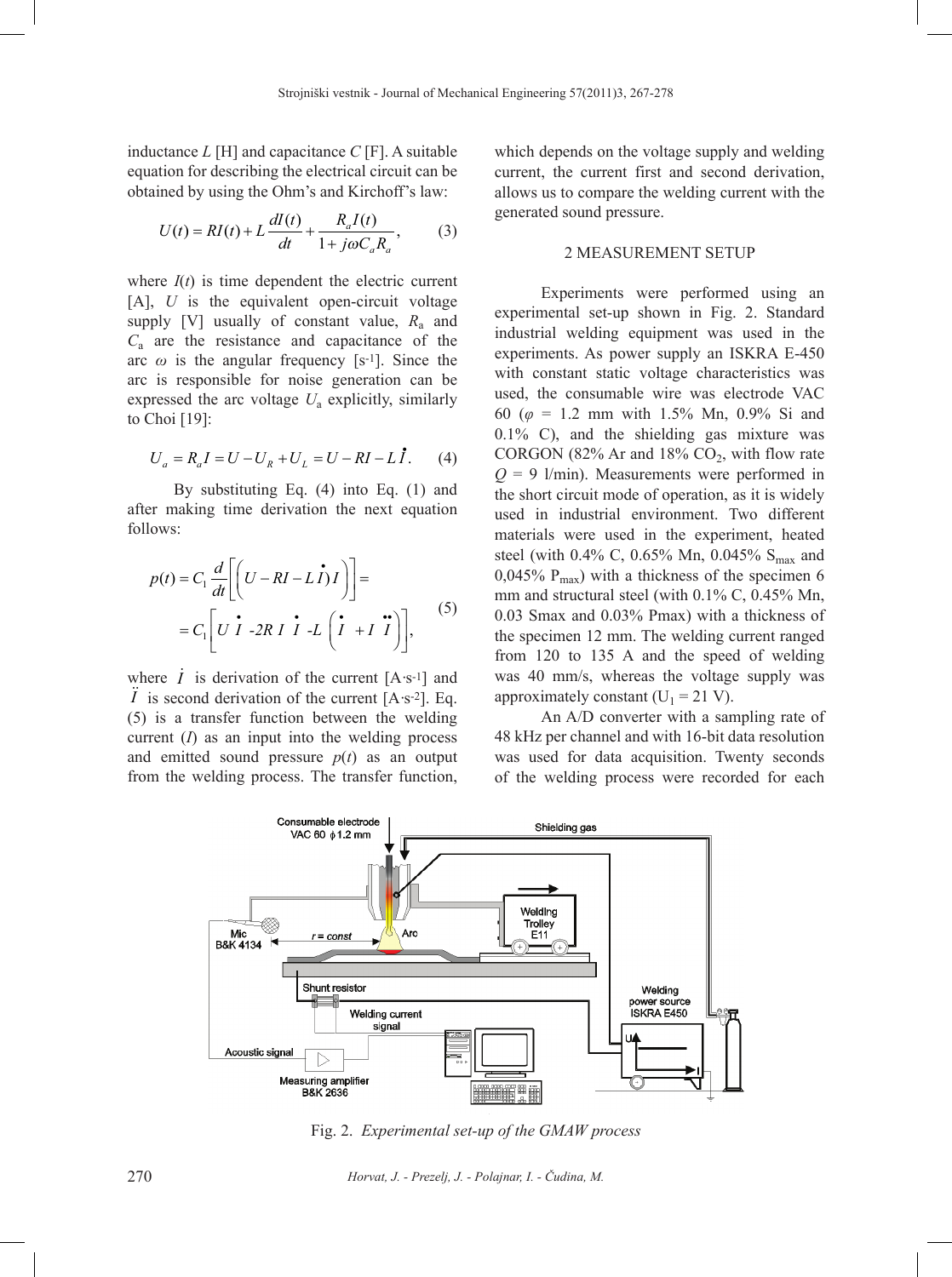inductance $L$ [H] and capacitance $C$ [F]. A suitable equation for describing the electrical circuit can be obtained by using the Ohm's and Kirchoff's law:

$$U(t) = RI(t) + L\frac{dI(t)}{dt} + \frac{R_a I(t)}{1 + j\omega C_a R_a}, \quad (3)$$

where $I(t)$ is time dependent the electric current [A], $U$ is the equivalent open-circuit voltage supply [V] usually of constant value, $R_a$ and $C_a$ are the resistance and capacitance of the arc $\omega$ is the angular frequency [s$^{-1}$]. Since the arc is responsible for noise generation can be expressed the arc voltage $U_a$ explicitly, similarly to Choi [19]:

$$U_a = R_a I = U - U_R + U_L = U - RI - L\dot{I}. \quad (4)$$

By substituting Eq. (4) into Eq. (1) and after making time derivation the next equation follows:

$$\begin{aligned} p(t) &= C_1 \frac{d}{dt}\left[\left(U - RI - L\dot{I}\right) I\right] = \\ &= C_1\left[U\,\dot{I}\ \text{-}2R\,I\,\dot{I}\ \text{-}L\left(\dot{I}\ + I\,\ddot{I}\right)\right], \end{aligned} \quad (5)$$

where $\dot{I}$ is derivation of the current [A·s$^{-1}$] and $\ddot{I}$ is second derivation of the current [A·s$^{-2}$]. Eq. (5) is a transfer function between the welding current ($I$) as an input into the welding process and emitted sound pressure $p(t)$ as an output from the welding process. The transfer function, which depends on the voltage supply and welding current, the current first and second derivation, allows us to compare the welding current with the generated sound pressure.

## 2 MEASUREMENT SETUP

Experiments were performed using an experimental set-up shown in Fig. 2. Standard industrial welding equipment was used in the experiments. As power supply an ISKRA E-450 with constant static voltage characteristics was used, the consumable wire was electrode VAC 60 ($\varphi$ = 1.2 mm with 1.5% Mn, 0.9% Si and 0.1% C), and the shielding gas mixture was CORGON (82% Ar and 18% $CO_2$, with flow rate $Q$ = 9 l/min). Measurements were performed in the short circuit mode of operation, as it is widely used in industrial environment. Two different materials were used in the experiment, heated steel (with 0.4% C, 0.65% Mn, 0.045% $S_{max}$ and 0,045% $P_{max}$) with a thickness of the specimen 6 mm and structural steel (with 0.1% C, 0.45% Mn, 0.03 Smax and 0.03% Pmax) with a thickness of the specimen 12 mm. The welding current ranged from 120 to 135 A and the speed of welding was 40 mm/s, whereas the voltage supply was approximately constant ($U_1$ = 21 V).

An A/D converter with a sampling rate of 48 kHz per channel and with 16-bit data resolution was used for data acquisition. Twenty seconds of the welding process were recorded for each

Fig. 2. *Experimental set-up of the GMAW process*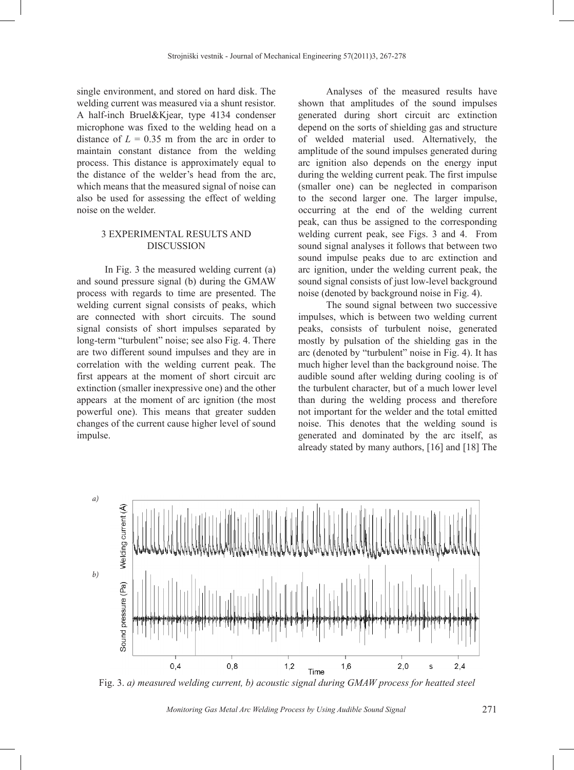single environment, and stored on hard disk. The welding current was measured via a shunt resistor. A half-inch Bruel&Kjear, type 4134 condenser microphone was fixed to the welding head on a distance of $L$ = 0.35 m from the arc in order to maintain constant distance from the welding process. This distance is approximately equal to the distance of the welder's head from the arc, which means that the measured signal of noise can also be used for assessing the effect of welding noise on the welder.

## 3 EXPERIMENTAL RESULTS AND DISCUSSION

In Fig. 3 the measured welding current (a) and sound pressure signal (b) during the GMAW process with regards to time are presented. The welding current signal consists of peaks, which are connected with short circuits. The sound signal consists of short impulses separated by long-term "turbulent" noise; see also Fig. 4. There are two different sound impulses and they are in correlation with the welding current peak. The first appears at the moment of short circuit arc extinction (smaller inexpressive one) and the other appears at the moment of arc ignition (the most powerful one). This means that greater sudden changes of the current cause higher level of sound impulse.

Analyses of the measured results have shown that amplitudes of the sound impulses generated during short circuit arc extinction depend on the sorts of shielding gas and structure of welded material used. Alternatively, the amplitude of the sound impulses generated during arc ignition also depends on the energy input during the welding current peak. The first impulse (smaller one) can be neglected in comparison to the second larger one. The larger impulse, occurring at the end of the welding current peak, can thus be assigned to the corresponding welding current peak, see Figs. 3 and 4. From sound signal analyses it follows that between two sound impulse peaks due to arc extinction and arc ignition, under the welding current peak, the sound signal consists of just low-level background noise (denoted by background noise in Fig. 4).

The sound signal between two successive impulses, which is between two welding current peaks, consists of turbulent noise, generated mostly by pulsation of the shielding gas in the arc (denoted by "turbulent" noise in Fig. 4). It has much higher level than the background noise. The audible sound after welding during cooling is of the turbulent character, but of a much lower level than during the welding process and therefore not important for the welder and the total emitted noise. This denotes that the welding sound is generated and dominated by the arc itself, as already stated by many authors, [16] and [18] The

Fig. 3. *a) measured welding current, b) acoustic signal during GMAW process for heatted steel*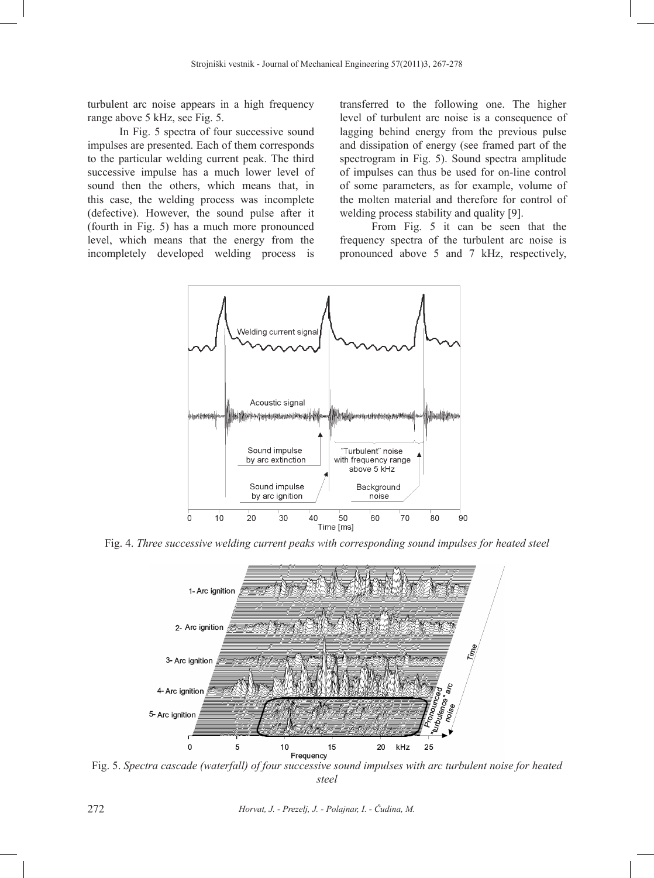turbulent arc noise appears in a high frequency range above 5 kHz, see Fig. 5.

In Fig. 5 spectra of four successive sound impulses are presented. Each of them corresponds to the particular welding current peak. The third successive impulse has a much lower level of sound then the others, which means that, in this case, the welding process was incomplete (defective). However, the sound pulse after it (fourth in Fig. 5) has a much more pronounced level, which means that the energy from the incompletely developed welding process is transferred to the following one. The higher level of turbulent arc noise is a consequence of lagging behind energy from the previous pulse and dissipation of energy (see framed part of the spectrogram in Fig. 5). Sound spectra amplitude of impulses can thus be used for on-line control of some parameters, as for example, volume of the molten material and therefore for control of welding process stability and quality [9].

From Fig. 5 it can be seen that the frequency spectra of the turbulent arc noise is pronounced above 5 and 7 kHz, respectively,

Fig. 4. *Three successive welding current peaks with corresponding sound impulses for heated steel*

Fig. 5. *Spectra cascade (waterfall) of four successive sound impulses with arc turbulent noise for heated steel*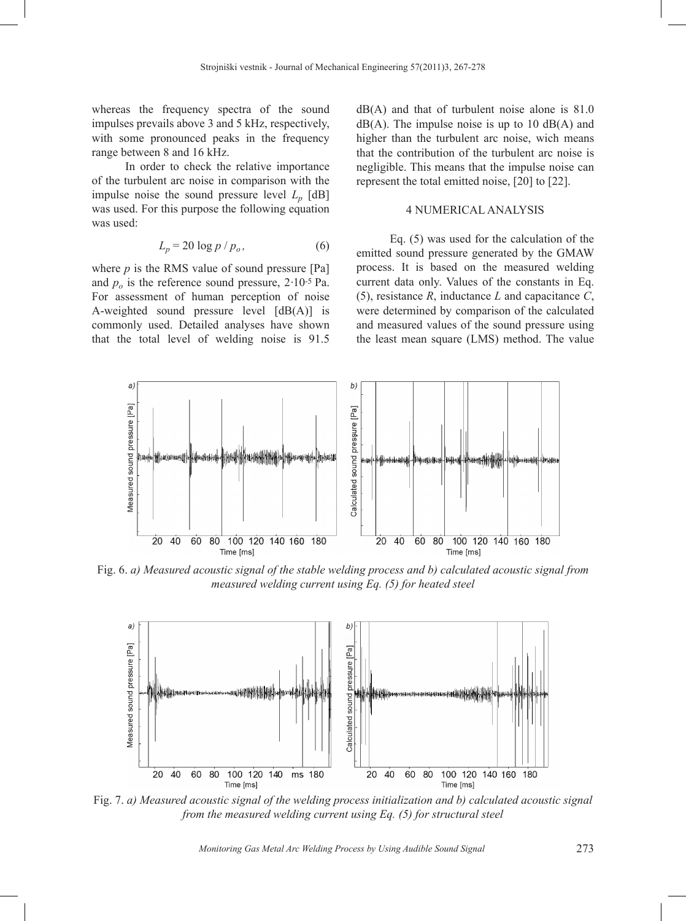whereas the frequency spectra of the sound impulses prevails above 3 and 5 kHz, respectively, with some pronounced peaks in the frequency range between 8 and 16 kHz.

In order to check the relative importance of the turbulent arc noise in comparison with the impulse noise the sound pressure level $L_p$ [dB] was used. For this purpose the following equation was used:

$$L_p = 20 \log p / p_o, \tag{6}$$

where $p$ is the RMS value of sound pressure [Pa] and $p_o$ is the reference sound pressure, $2 \cdot 10^{-5}$ Pa. For assessment of human perception of noise A-weighted sound pressure level [dB(A)] is commonly used. Detailed analyses have shown that the total level of welding noise is 91.5 dB(A) and that of turbulent noise alone is 81.0 dB(A). The impulse noise is up to 10 dB(A) and higher than the turbulent arc noise, wich means that the contribution of the turbulent arc noise is negligible. This means that the impulse noise can represent the total emitted noise, [20] to [22].

## 4 NUMERICAL ANALYSIS

Eq. (5) was used for the calculation of the emitted sound pressure generated by the GMAW process. It is based on the measured welding current data only. Values of the constants in Eq. (5), resistance $R$, inductance $L$ and capacitance $C$, were determined by comparison of the calculated and measured values of the sound pressure using the least mean square (LMS) method. The value

Fig. 6. *a) Measured acoustic signal of the stable welding process and b) calculated acoustic signal from measured welding current using Eq. (5) for heated steel*

Fig. 7. *a) Measured acoustic signal of the welding process initialization and b) calculated acoustic signal from the measured welding current using Eq. (5) for structural steel*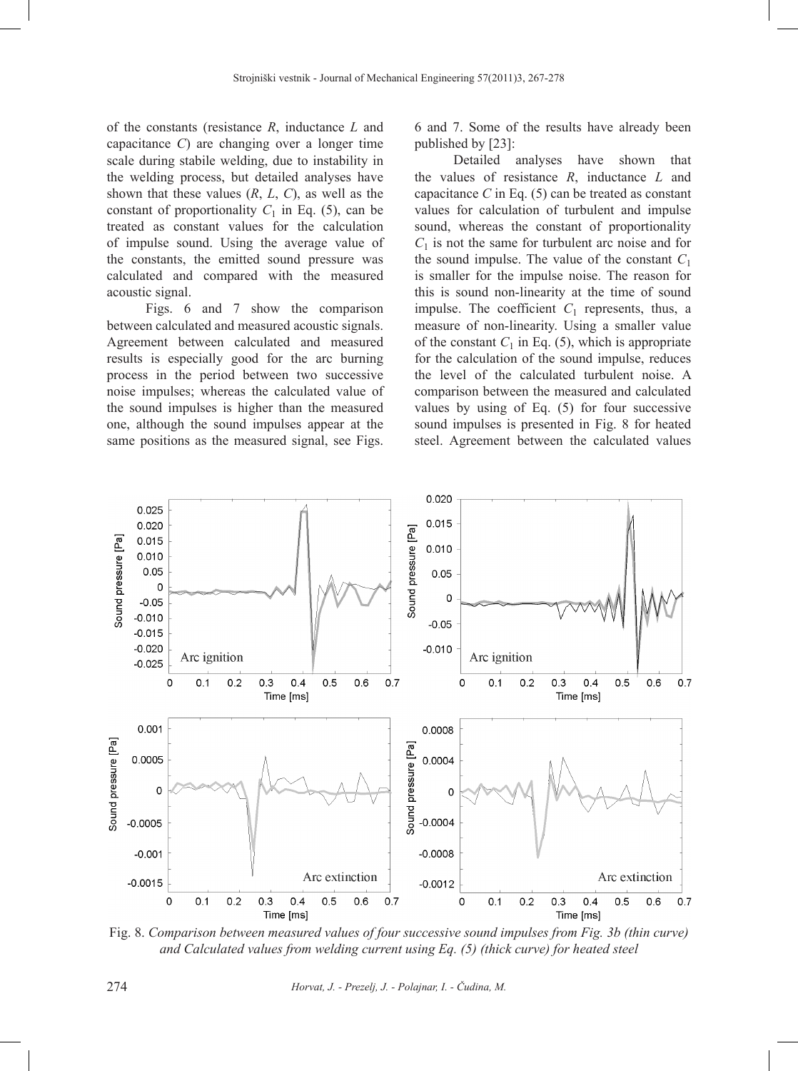of the constants (resistance $R$, inductance $L$ and capacitance $C$) are changing over a longer time scale during stabile welding, due to instability in the welding process, but detailed analyses have shown that these values ($R$, $L$, $C$), as well as the constant of proportionality $C_1$ in Eq. (5), can be treated as constant values for the calculation of impulse sound. Using the average value of the constants, the emitted sound pressure was calculated and compared with the measured acoustic signal.

Figs. 6 and 7 show the comparison between calculated and measured acoustic signals. Agreement between calculated and measured results is especially good for the arc burning process in the period between two successive noise impulses; whereas the calculated value of the sound impulses is higher than the measured one, although the sound impulses appear at the same positions as the measured signal, see Figs. 6 and 7. Some of the results have already been published by [23]:

Detailed analyses have shown that the values of resistance $R$, inductance $L$ and capacitance $C$ in Eq. (5) can be treated as constant values for calculation of turbulent and impulse sound, whereas the constant of proportionality $C_1$ is not the same for turbulent arc noise and for the sound impulse. The value of the constant $C_1$ is smaller for the impulse noise. The reason for this is sound non-linearity at the time of sound impulse. The coefficient $C_1$ represents, thus, a measure of non-linearity. Using a smaller value of the constant $C_1$ in Eq. (5), which is appropriate for the calculation of the sound impulse, reduces the level of the calculated turbulent noise. A comparison between the measured and calculated values by using of Eq. (5) for four successive sound impulses is presented in Fig. 8 for heated steel. Agreement between the calculated values

Fig. 8. *Comparison between measured values of four successive sound impulses from Fig. 3b (thin curve) and Calculated values from welding current using Eq. (5) (thick curve) for heated steel*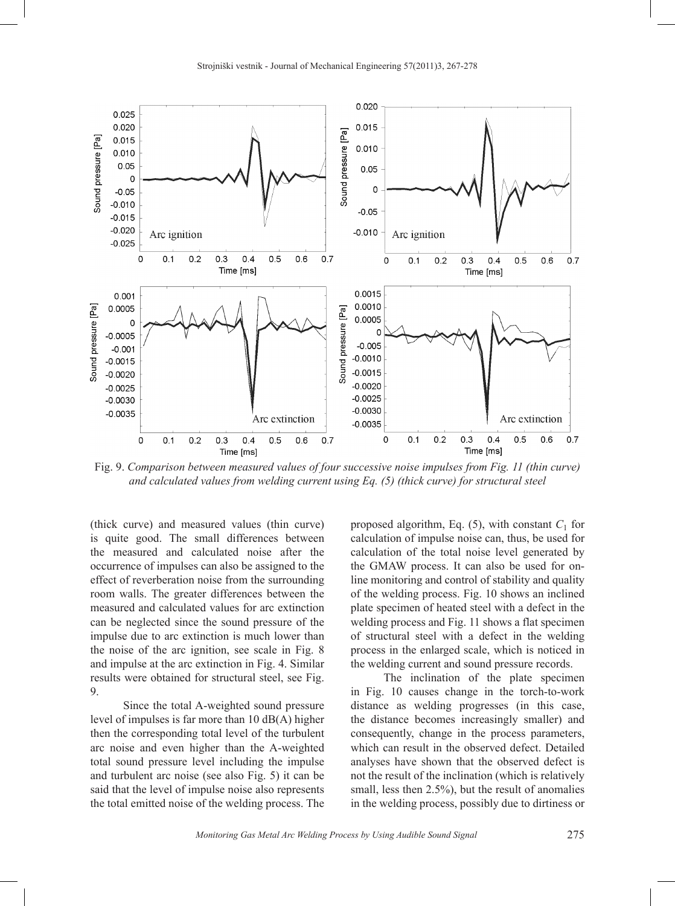Fig. 9. *Comparison between measured values of four successive noise impulses from Fig. 11 (thin curve) and calculated values from welding current using Eq. (5) (thick curve) for structural steel*

(thick curve) and measured values (thin curve) is quite good. The small differences between the measured and calculated noise after the occurrence of impulses can also be assigned to the effect of reverberation noise from the surrounding room walls. The greater differences between the measured and calculated values for arc extinction can be neglected since the sound pressure of the impulse due to arc extinction is much lower than the noise of the arc ignition, see scale in Fig. 8 and impulse at the arc extinction in Fig. 4. Similar results were obtained for structural steel, see Fig. 9.

Since the total A-weighted sound pressure level of impulses is far more than 10 dB(A) higher then the corresponding total level of the turbulent arc noise and even higher than the A-weighted total sound pressure level including the impulse and turbulent arc noise (see also Fig. 5) it can be said that the level of impulse noise also represents the total emitted noise of the welding process. The proposed algorithm, Eq. (5), with constant $C_1$ for calculation of impulse noise can, thus, be used for calculation of the total noise level generated by the GMAW process. It can also be used for on-line monitoring and control of stability and quality of the welding process. Fig. 10 shows an inclined plate specimen of heated steel with a defect in the welding process and Fig. 11 shows a flat specimen of structural steel with a defect in the welding process in the enlarged scale, which is noticed in the welding current and sound pressure records.

The inclination of the plate specimen in Fig. 10 causes change in the torch-to-work distance as welding progresses (in this case, the distance becomes increasingly smaller) and consequently, change in the process parameters, which can result in the observed defect. Detailed analyses have shown that the observed defect is not the result of the inclination (which is relatively small, less then 2.5%), but the result of anomalies in the welding process, possibly due to dirtiness or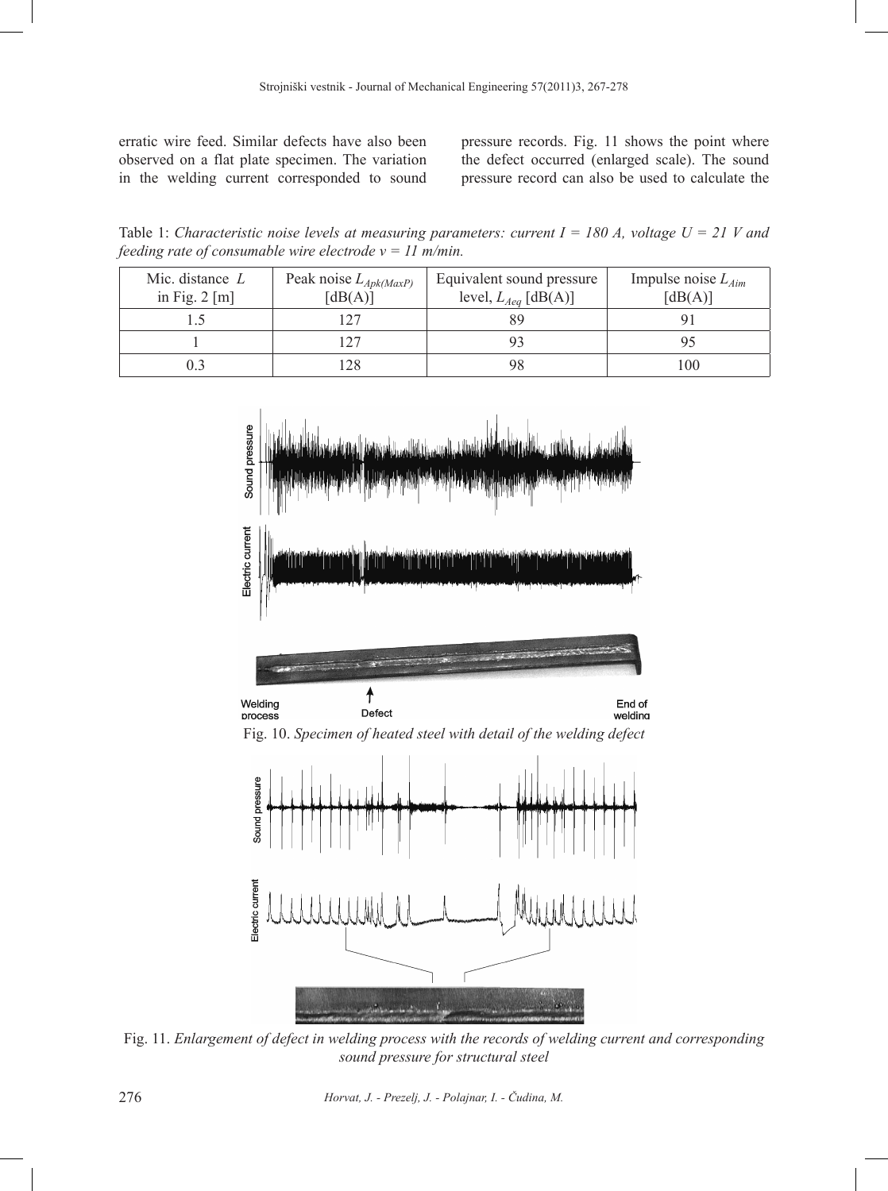erratic wire feed. Similar defects have also been observed on a flat plate specimen. The variation in the welding current corresponded to sound pressure records. Fig. 11 shows the point where the defect occurred (enlarged scale). The sound pressure record can also be used to calculate the

Table 1: *Characteristic noise levels at measuring parameters: current $I$ = 180 A, voltage $U$ = 21 V and feeding rate of consumable wire electrode $v$ = 11 m/min.*

| Mic. distance $L$ in Fig. 2 [m] | Peak noise $L_{Apk(MaxP)}$ [dB(A)] | Equivalent sound pressure level, $L_{Aeq}$ [dB(A)] | Impulse noise $L_{Aim}$ [dB(A)] |
|---|---|---|---|
| 1.5 | 127 | 89 | 91 |
| 1 | 127 | 93 | 95 |
| 0.3 | 128 | 98 | 100 |

Fig. 10. *Specimen of heated steel with detail of the welding defect*

Fig. 11. *Enlargement of defect in welding process with the records of welding current and corresponding sound pressure for structural steel*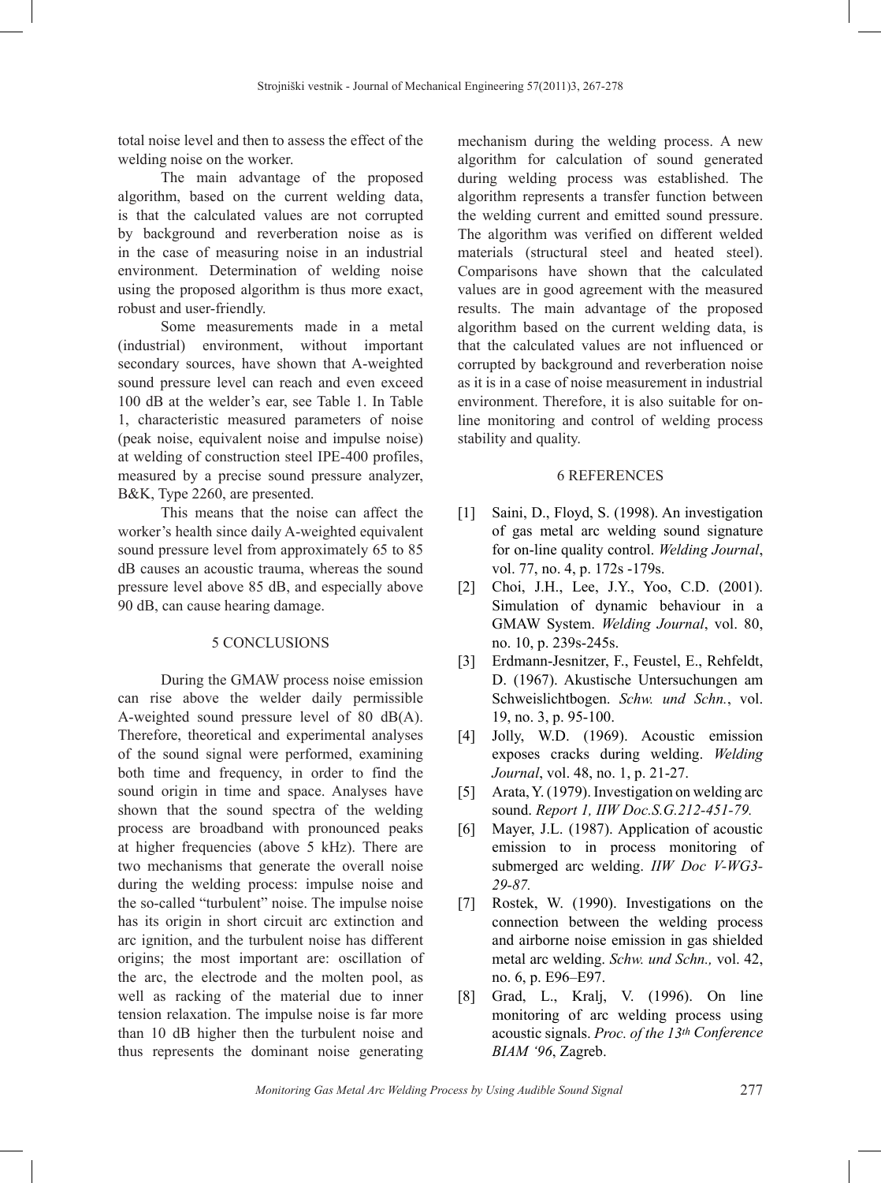total noise level and then to assess the effect of the welding noise on the worker.

The main advantage of the proposed algorithm, based on the current welding data, is that the calculated values are not corrupted by background and reverberation noise as is in the case of measuring noise in an industrial environment. Determination of welding noise using the proposed algorithm is thus more exact, robust and user-friendly.

Some measurements made in a metal (industrial) environment, without important secondary sources, have shown that A-weighted sound pressure level can reach and even exceed 100 dB at the welder's ear, see Table 1. In Table 1, characteristic measured parameters of noise (peak noise, equivalent noise and impulse noise) at welding of construction steel IPE-400 profiles, measured by a precise sound pressure analyzer, B&K, Type 2260, are presented.

This means that the noise can affect the worker's health since daily A-weighted equivalent sound pressure level from approximately 65 to 85 dB causes an acoustic trauma, whereas the sound pressure level above 85 dB, and especially above 90 dB, can cause hearing damage.

## 5 CONCLUSIONS

During the GMAW process noise emission can rise above the welder daily permissible A-weighted sound pressure level of 80 dB(A). Therefore, theoretical and experimental analyses of the sound signal were performed, examining both time and frequency, in order to find the sound origin in time and space. Analyses have shown that the sound spectra of the welding process are broadband with pronounced peaks at higher frequencies (above 5 kHz). There are two mechanisms that generate the overall noise during the welding process: impulse noise and the so-called "turbulent" noise. The impulse noise has its origin in short circuit arc extinction and arc ignition, and the turbulent noise has different origins; the most important are: oscillation of the arc, the electrode and the molten pool, as well as racking of the material due to inner tension relaxation. The impulse noise is far more than 10 dB higher then the turbulent noise and thus represents the dominant noise generating mechanism during the welding process. A new algorithm for calculation of sound generated during welding process was established. The algorithm represents a transfer function between the welding current and emitted sound pressure. The algorithm was verified on different welded materials (structural steel and heated steel). Comparisons have shown that the calculated values are in good agreement with the measured results. The main advantage of the proposed algorithm based on the current welding data, is that the calculated values are not influenced or corrupted by background and reverberation noise as it is in a case of noise measurement in industrial environment. Therefore, it is also suitable for on-line monitoring and control of welding process stability and quality.

## 6 REFERENCES

[1] Saini, D., Floyd, S. (1998). An investigation of gas metal arc welding sound signature for on-line quality control. *Welding Journal*, vol. 77, no. 4, p. 172s -179s.

[2] Choi, J.H., Lee, J.Y., Yoo, C.D. (2001). Simulation of dynamic behaviour in a GMAW System. *Welding Journal*, vol. 80, no. 10, p. 239s-245s.

[3] Erdmann-Jesnitzer, F., Feustel, E., Rehfeldt, D. (1967). Akustische Untersuchungen am Schweislichtbogen. *Schw. und Schn.*, vol. 19, no. 3, p. 95-100.

[4] Jolly, W.D. (1969). Acoustic emission exposes cracks during welding. *Welding Journal*, vol. 48, no. 1, p. 21-27.

[5] Arata, Y. (1979). Investigation on welding arc sound. *Report 1, IIW Doc.S.G.212-451-79.*

[6] Mayer, J.L. (1987). Application of acoustic emission to in process monitoring of submerged arc welding. *IIW Doc V-WG3-29-87.*

[7] Rostek, W. (1990). Investigations on the connection between the welding process and airborne noise emission in gas shielded metal arc welding. *Schw. und Schn.,* vol. 42, no. 6, p. E96–E97.

[8] Grad, L., Kralj, V. (1996). On line monitoring of arc welding process using acoustic signals. *Proc. of the 13th Conference BIAM '96*, Zagreb.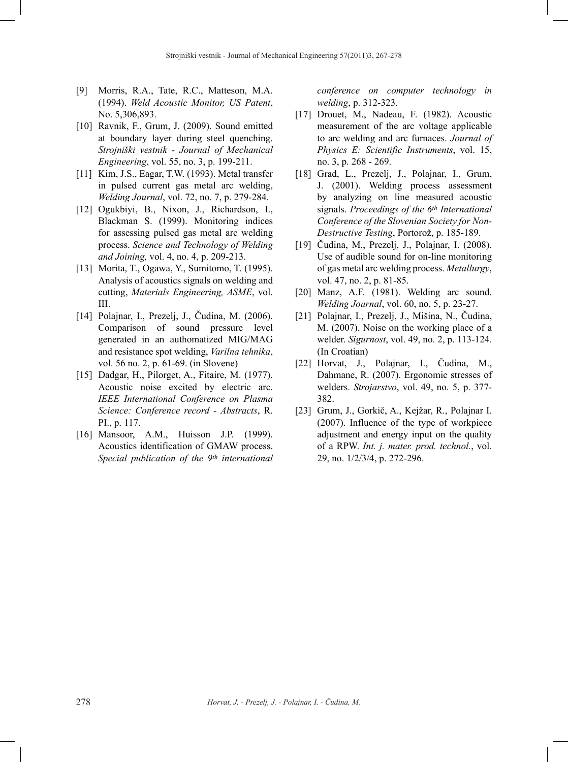[9] Morris, R.A., Tate, R.C., Matteson, M.A. (1994). *Weld Acoustic Monitor, US Patent*, No. 5,306,893.

[10] Ravnik, F., Grum, J. (2009). Sound emitted at boundary layer during steel quenching. *Strojniški vestnik - Journal of Mechanical Engineering*, vol. 55, no. 3, p. 199-211.

[11] Kim, J.S., Eagar, T.W. (1993). Metal transfer in pulsed current gas metal arc welding, *Welding Journal*, vol. 72, no. 7, p. 279-284.

[12] Ogukbiyi, B., Nixon, J., Richardson, I., Blackman S. (1999). Monitoring indices for assessing pulsed gas metal arc welding process. *Science and Technology of Welding and Joining,* vol. 4, no. 4, p. 209-213.

[13] Morita, T., Ogawa, Y., Sumitomo, T. (1995). Analysis of acoustics signals on welding and cutting, *Materials Engineering, ASME*, vol. III.

[14] Polajnar, I., Prezelj, J., Čudina, M. (2006). Comparison of sound pressure level generated in an authomatized MIG/MAG and resistance spot welding, *Varilna tehnika*, vol. 56 no. 2, p. 61-69. (in Slovene)

[15] Dadgar, H., Pilorget, A., Fitaire, M. (1977). Acoustic noise excited by electric arc. *IEEE International Conference on Plasma Science: Conference record - Abstracts*, R. PI., p. 117.

[16] Mansoor, A.M., Huisson J.P. (1999). Acoustics identification of GMAW process. *Special publication of the 9th international conference on computer technology in welding*, p. 312-323.

[17] Drouet, M., Nadeau, F. (1982). Acoustic measurement of the arc voltage applicable to arc welding and arc furnaces. *Journal of Physics E: Scientific Instruments*, vol. 15, no. 3, p. 268 - 269.

[18] Grad, L., Prezelj, J., Polajnar, I., Grum, J. (2001). Welding process assessment by analyzing on line measured acoustic signals. *Proceedings of the 6th International Conference of the Slovenian Society for Non-Destructive Testing*, Portorož, p. 185-189.

[19] Čudina, M., Prezelj, J., Polajnar, I. (2008). Use of audible sound for on-line monitoring of gas metal arc welding process. *Metallurgy*, vol. 47, no. 2, p. 81-85.

[20] Manz, A.F. (1981). Welding arc sound. *Welding Journal*, vol. 60, no. 5, p. 23-27.

[21] Polajnar, I., Prezelj, J., Mišina, N., Čudina, M. (2007). Noise on the working place of a welder. *Sigurnost*, vol. 49, no. 2, p. 113-124. (In Croatian)

[22] Horvat, J., Polajnar, I., Čudina, M., Dahmane, R. (2007). Ergonomic stresses of welders. *Strojarstvo*, vol. 49, no. 5, p. 377-382.

[23] Grum, J., Gorkič, A., Kejžar, R., Polajnar I. (2007). Influence of the type of workpiece adjustment and energy input on the quality of a RPW. *Int. j. mater. prod. technol.*, vol. 29, no. 1/2/3/4, p. 272-296.